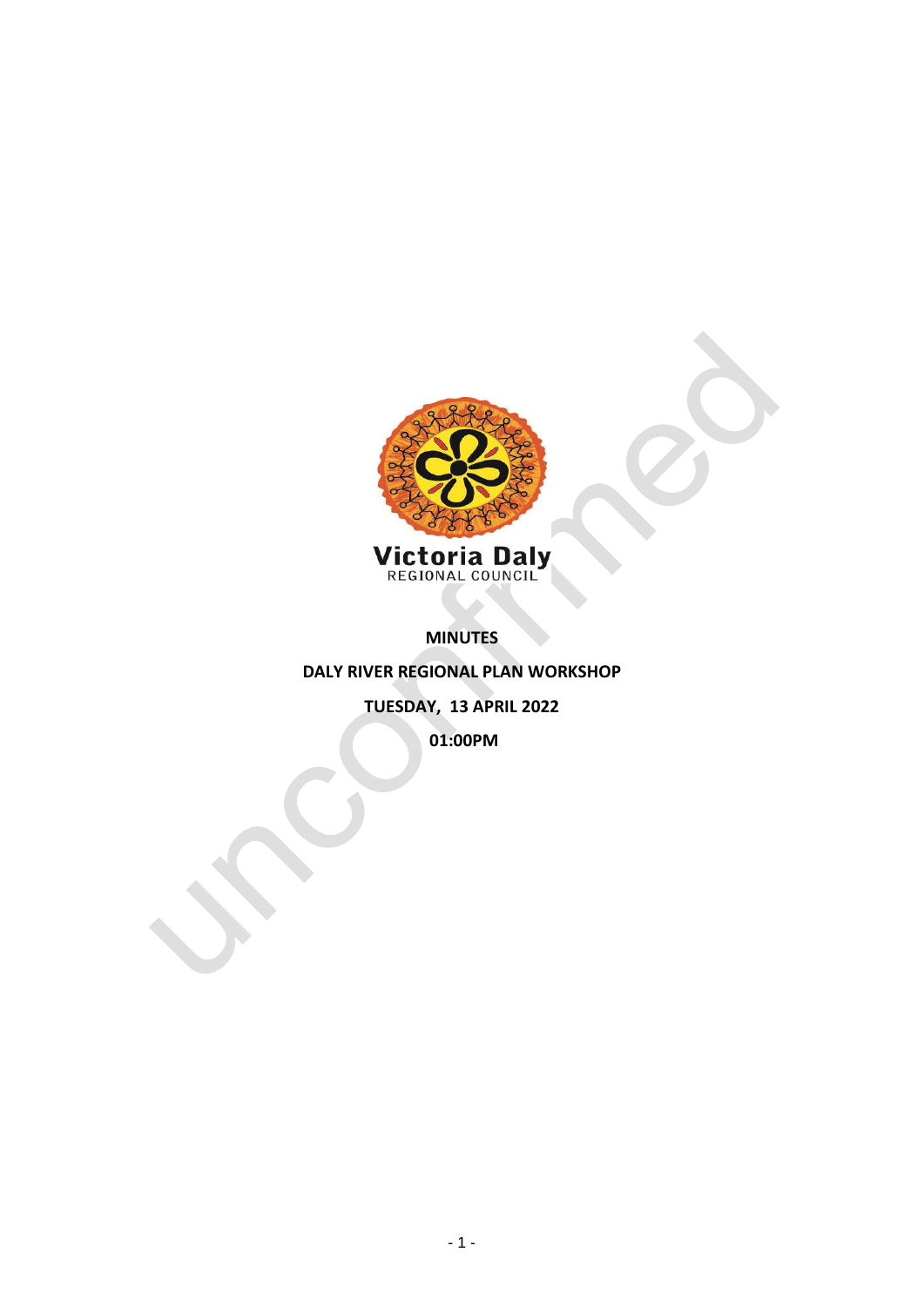Victoria Daly
REGIONAL COUNCIL

# MINUTES

## DALY RIVER REGIONAL PLAN WORKSHOP

**TUESDAY, 13 APRIL 2022**

**01:00PM**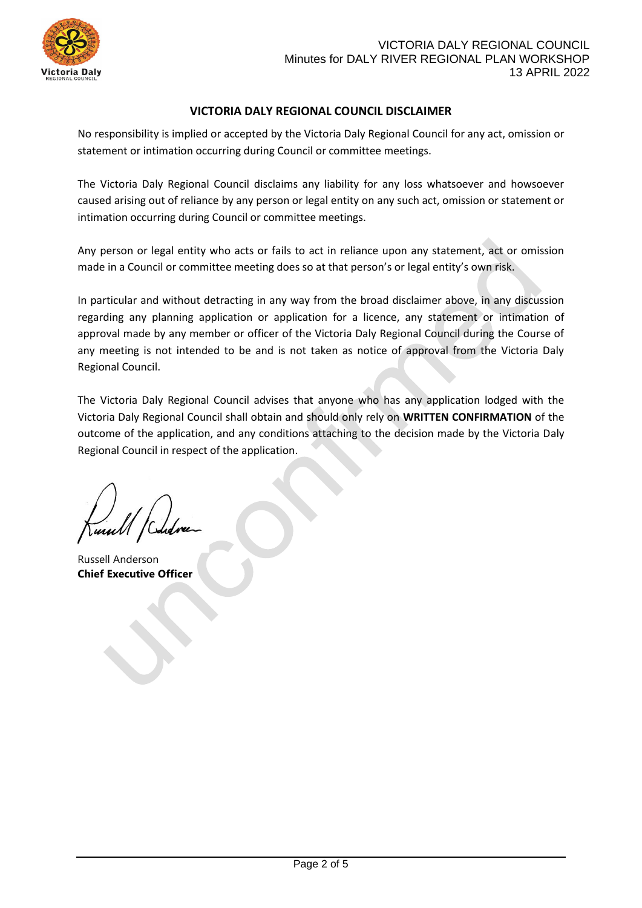## VICTORIA DALY REGIONAL COUNCIL DISCLAIMER

No responsibility is implied or accepted by the Victoria Daly Regional Council for any act, omission or statement or intimation occurring during Council or committee meetings.

The Victoria Daly Regional Council disclaims any liability for any loss whatsoever and howsoever caused arising out of reliance by any person or legal entity on any such act, omission or statement or intimation occurring during Council or committee meetings.

Any person or legal entity who acts or fails to act in reliance upon any statement, act or omission made in a Council or committee meeting does so at that person's or legal entity's own risk.

In particular and without detracting in any way from the broad disclaimer above, in any discussion regarding any planning application or application for a licence, any statement or intimation of approval made by any member or officer of the Victoria Daly Regional Council during the Course of any meeting is not intended to be and is not taken as notice of approval from the Victoria Daly Regional Council.

The Victoria Daly Regional Council advises that anyone who has any application lodged with the Victoria Daly Regional Council shall obtain and should only rely on **WRITTEN CONFIRMATION** of the outcome of the application, and any conditions attaching to the decision made by the Victoria Daly Regional Council in respect of the application.

Russell Anderson
**Chief Executive Officer**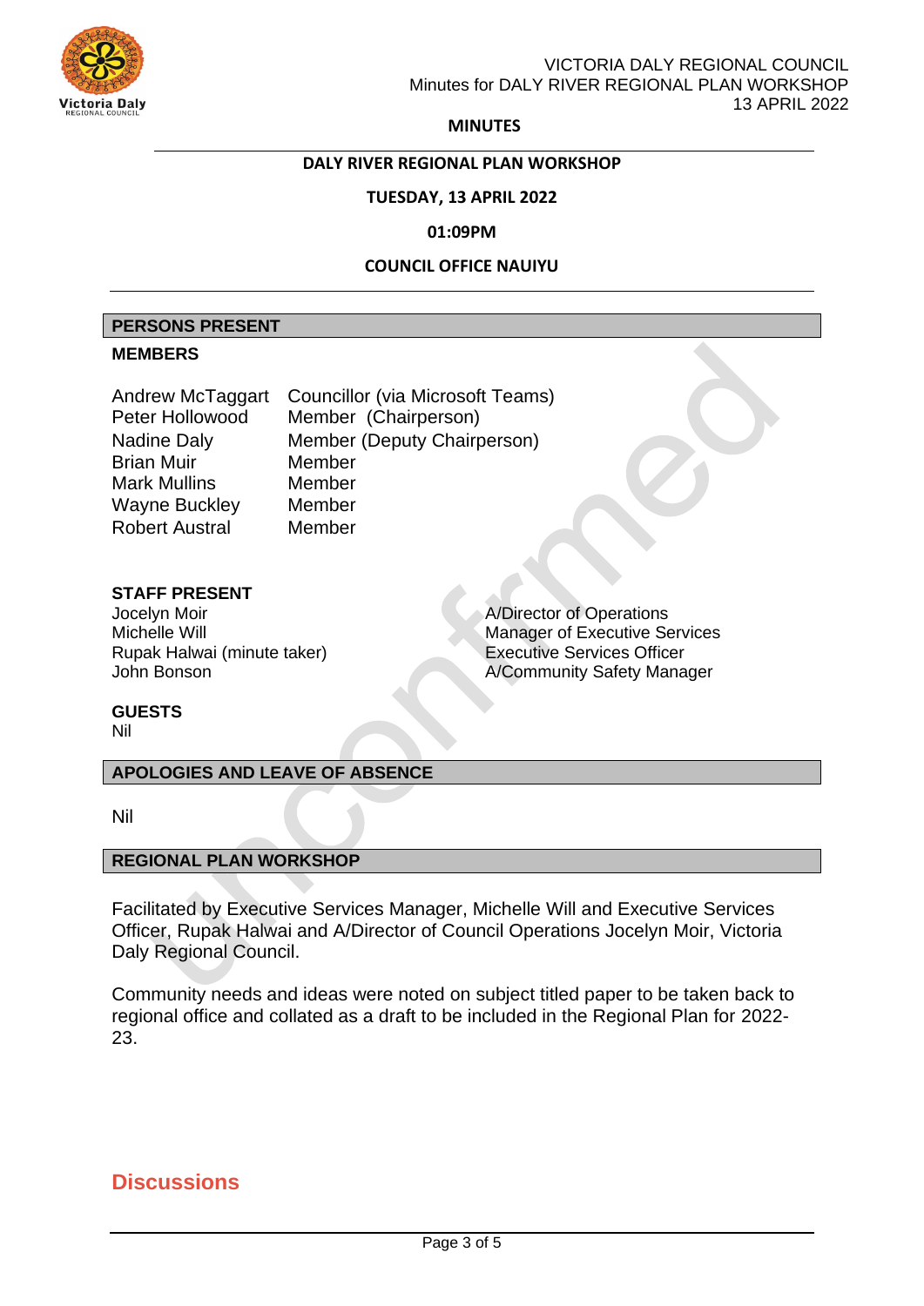**MINUTES**

**DALY RIVER REGIONAL PLAN WORKSHOP**

**TUESDAY, 13 APRIL 2022**

**01:09PM**

**COUNCIL OFFICE NAUIYU**

## PERSONS PRESENT

**MEMBERS**

| | |
|---|---|
| Andrew McTaggart | Councillor (via Microsoft Teams) |
| Peter Hollowood | Member (Chairperson) |
| Nadine Daly | Member (Deputy Chairperson) |
| Brian Muir | Member |
| Mark Mullins | Member |
| Wayne Buckley | Member |
| Robert Austral | Member |

**STAFF PRESENT**

| | |
|---|---|
| Jocelyn Moir | A/Director of Operations |
| Michelle Will | Manager of Executive Services |
| Rupak Halwai (minute taker) | Executive Services Officer |
| John Bonson | A/Community Safety Manager |

**GUESTS**

Nil

## APOLOGIES AND LEAVE OF ABSENCE

Nil

## REGIONAL PLAN WORKSHOP

Facilitated by Executive Services Manager, Michelle Will and Executive Services Officer, Rupak Halwai and A/Director of Council Operations Jocelyn Moir, Victoria Daly Regional Council.

Community needs and ideas were noted on subject titled paper to be taken back to regional office and collated as a draft to be included in the Regional Plan for 2022-23.

## Discussions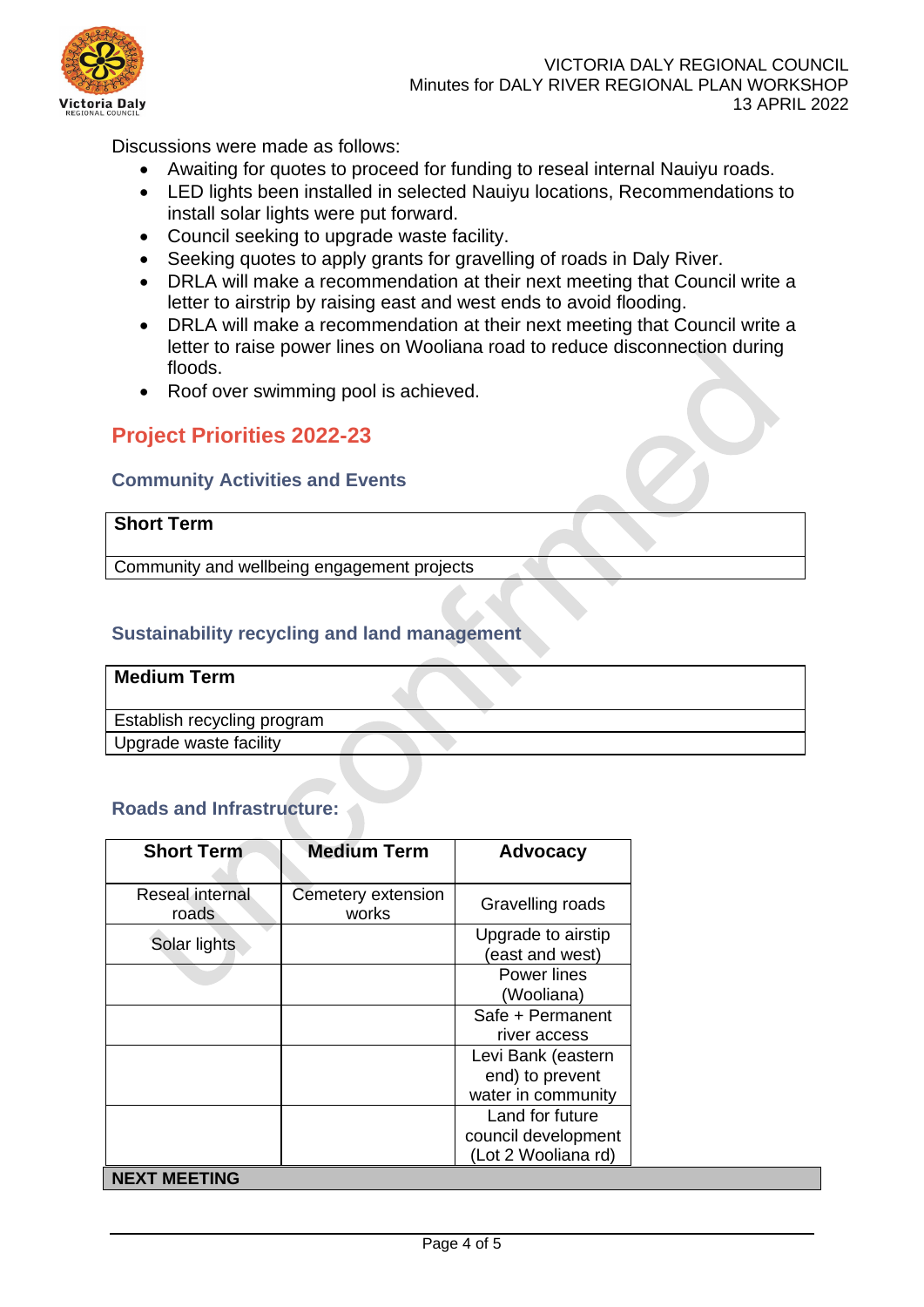Discussions were made as follows:

- Awaiting for quotes to proceed for funding to reseal internal Nauiyu roads.
- LED lights been installed in selected Nauiyu locations, Recommendations to install solar lights were put forward.
- Council seeking to upgrade waste facility.
- Seeking quotes to apply grants for gravelling of roads in Daly River.
- DRLA will make a recommendation at their next meeting that Council write a letter to airstrip by raising east and west ends to avoid flooding.
- DRLA will make a recommendation at their next meeting that Council write a letter to raise power lines on Wooliana road to reduce disconnection during floods.
- Roof over swimming pool is achieved.

## Project Priorities 2022-23

### Community Activities and Events

| Short Term |
|---|
| Community and wellbeing engagement projects |

### Sustainability recycling and land management

| Medium Term |
|---|
| Establish recycling program |
| Upgrade waste facility |

### Roads and Infrastructure:

| Short Term | Medium Term | Advocacy |
|---|---|---|
| Reseal internal roads | Cemetery extension works | Gravelling roads |
| Solar lights | | Upgrade to airstip (east and west) |
| | | Power lines (Wooliana) |
| | | Safe + Permanent river access |
| | | Levi Bank (eastern end) to prevent water in community |
| | | Land for future council development (Lot 2 Wooliana rd) |

**NEXT MEETING**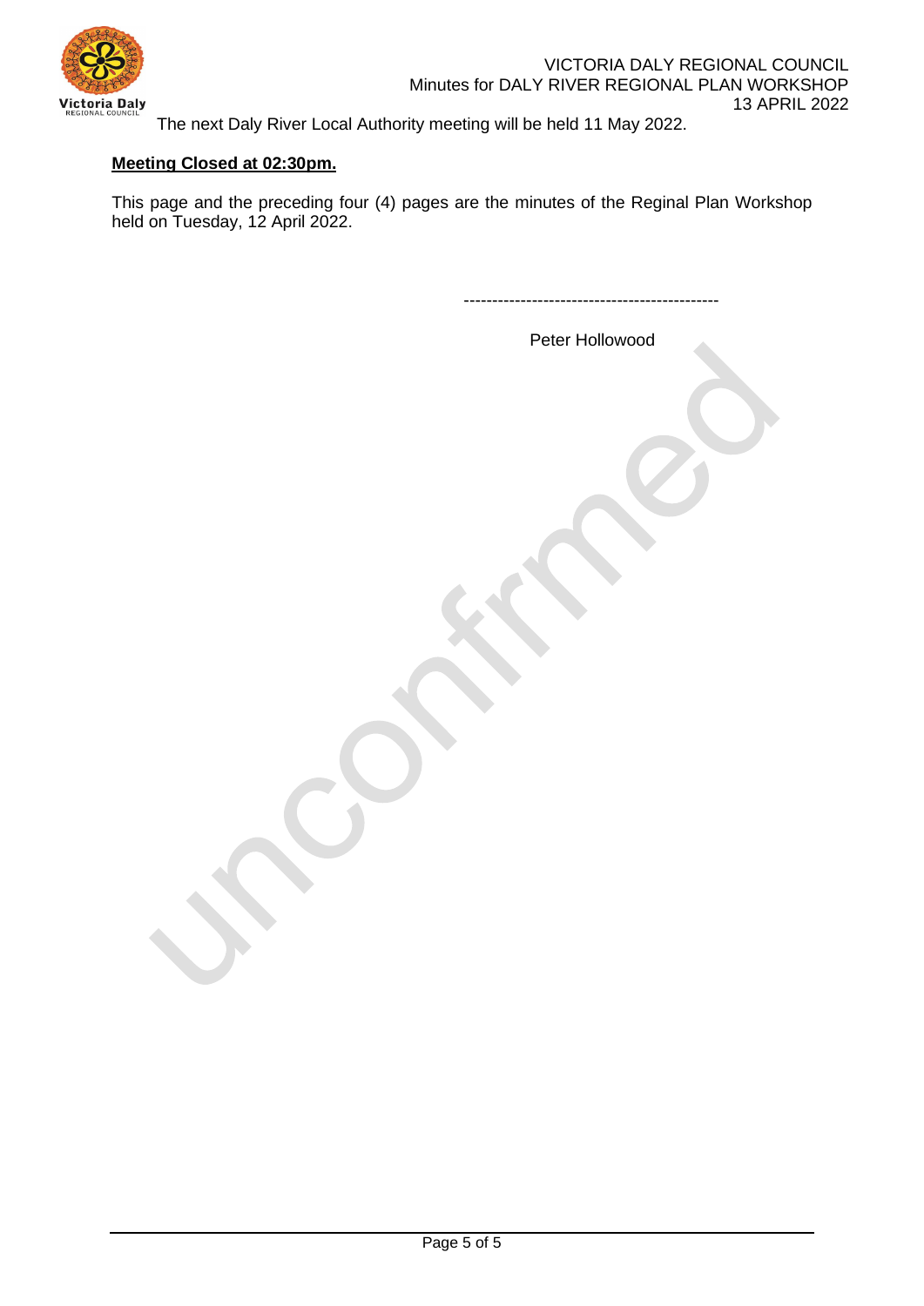The next Daly River Local Authority meeting will be held 11 May 2022.

**Meeting Closed at 02:30pm.**

This page and the preceding four (4) pages are the minutes of the Reginal Plan Workshop held on Tuesday, 12 April 2022.

---------------------------------------------

Peter Hollowood

unconfirmed